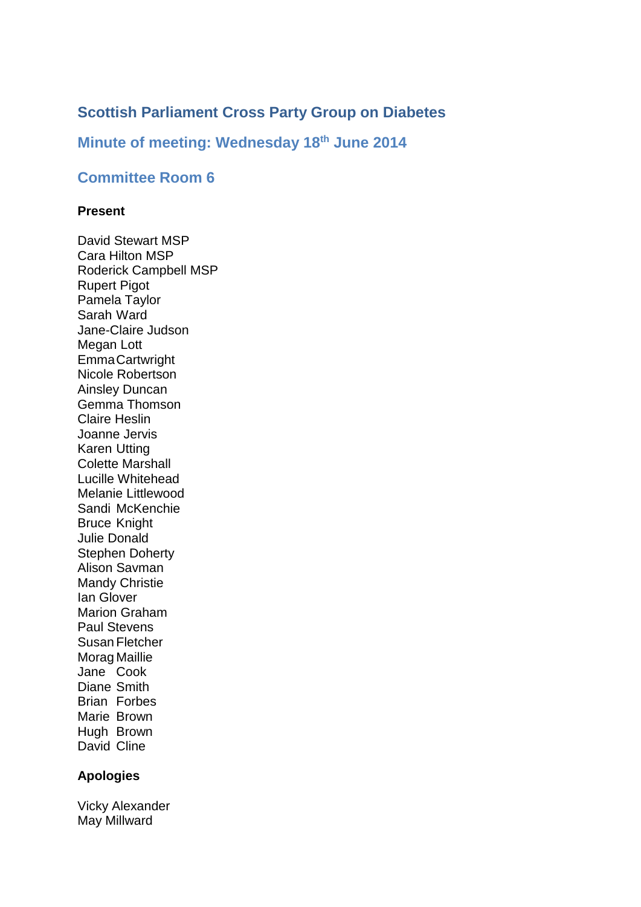# Scottish Parliament Cross Party Group on Diabetes

## Minute of meeting: Wednesday 18th June 2014

## Committee Room 6

**Present**

David Stewart MSP
Cara Hilton MSP
Roderick Campbell MSP
Rupert Pigot
Pamela Taylor
Sarah Ward
Jane-Claire Judson
Megan Lott
Emma Cartwright
Nicole Robertson
Ainsley Duncan
Gemma Thomson
Claire Heslin
Joanne Jervis
Karen Utting
Colette Marshall
Lucille Whitehead
Melanie Littlewood
Sandi McKenchie
Bruce Knight
Julie Donald
Stephen Doherty
Alison Savman
Mandy Christie
Ian Glover
Marion Graham
Paul Stevens
Susan Fletcher
Morag Maillie
Jane Cook
Diane Smith
Brian Forbes
Marie Brown
Hugh Brown
David Cline

**Apologies**

Vicky Alexander
May Millward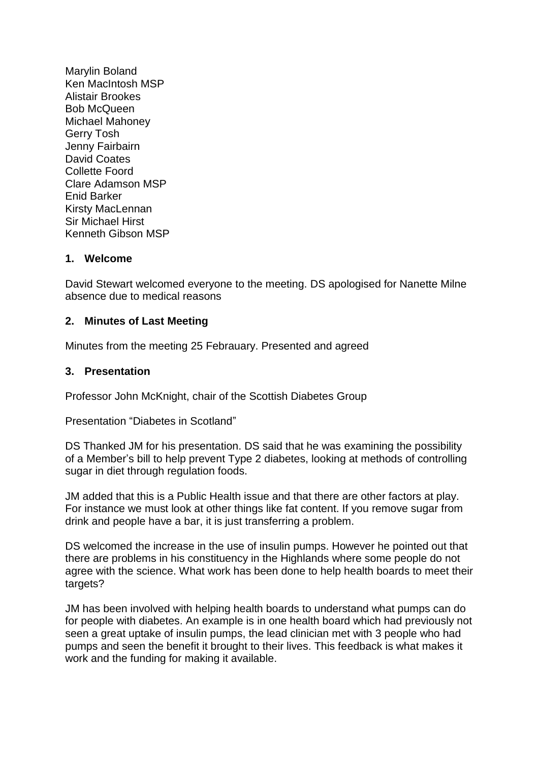Marylin Boland
Ken MacIntosh MSP
Alistair Brookes
Bob McQueen
Michael Mahoney
Gerry Tosh
Jenny Fairbairn
David Coates
Collette Foord
Clare Adamson MSP
Enid Barker
Kirsty MacLennan
Sir Michael Hirst
Kenneth Gibson MSP

## 1. Welcome

David Stewart welcomed everyone to the meeting. DS apologised for Nanette Milne absence due to medical reasons

## 2. Minutes of Last Meeting

Minutes from the meeting 25 Febrauary. Presented and agreed

## 3. Presentation

Professor John McKnight, chair of the Scottish Diabetes Group

Presentation "Diabetes in Scotland"

DS Thanked JM for his presentation. DS said that he was examining the possibility of a Member's bill to help prevent Type 2 diabetes, looking at methods of controlling sugar in diet through regulation foods.

JM added that this is a Public Health issue and that there are other factors at play. For instance we must look at other things like fat content. If you remove sugar from drink and people have a bar, it is just transferring a problem.

DS welcomed the increase in the use of insulin pumps. However he pointed out that there are problems in his constituency in the Highlands where some people do not agree with the science. What work has been done to help health boards to meet their targets?

JM has been involved with helping health boards to understand what pumps can do for people with diabetes. An example is in one health board which had previously not seen a great uptake of insulin pumps, the lead clinician met with 3 people who had pumps and seen the benefit it brought to their lives. This feedback is what makes it work and the funding for making it available.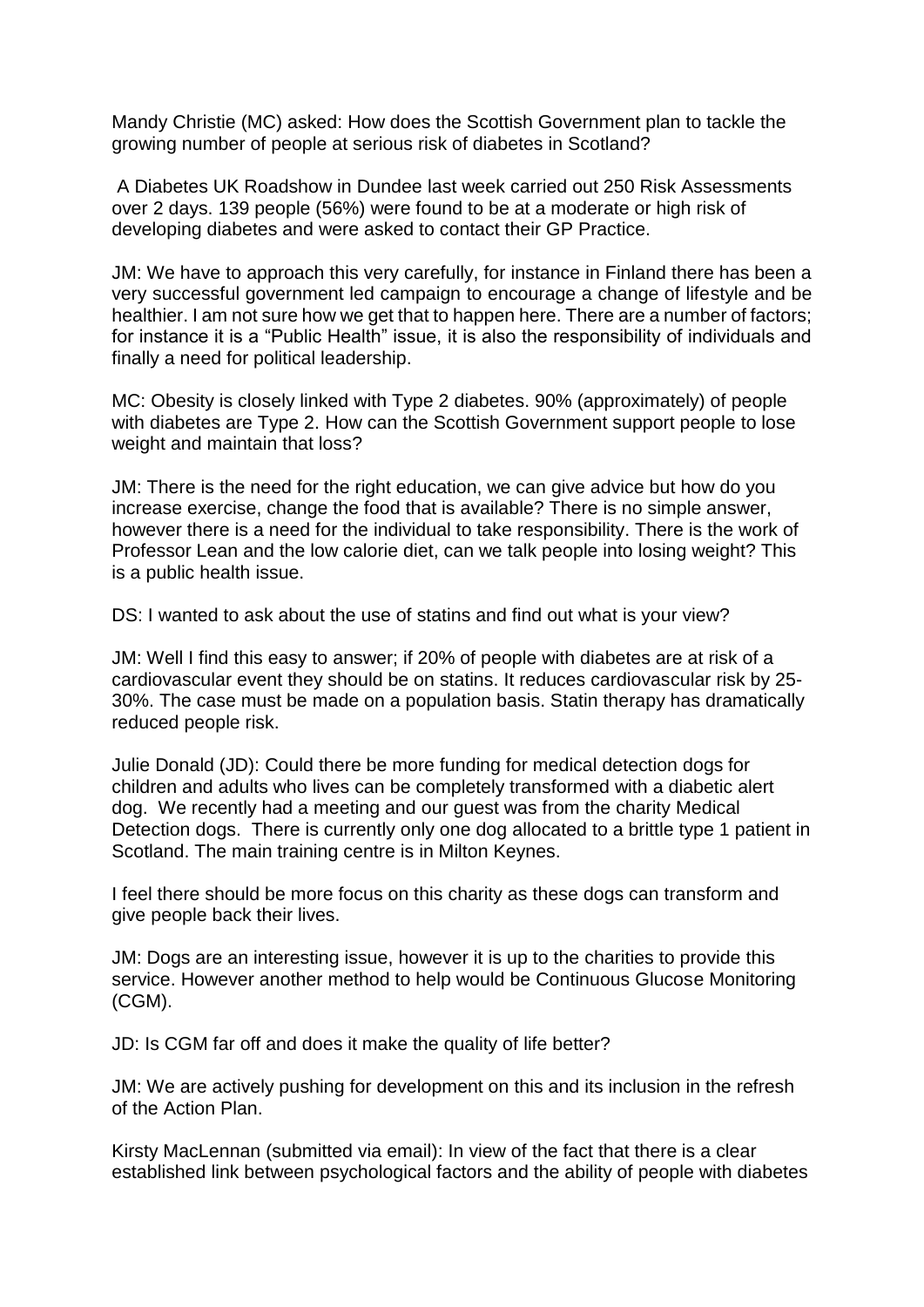Mandy Christie (MC) asked: How does the Scottish Government plan to tackle the growing number of people at serious risk of diabetes in Scotland?

A Diabetes UK Roadshow in Dundee last week carried out 250 Risk Assessments over 2 days. 139 people (56%) were found to be at a moderate or high risk of developing diabetes and were asked to contact their GP Practice.

JM: We have to approach this very carefully, for instance in Finland there has been a very successful government led campaign to encourage a change of lifestyle and be healthier. I am not sure how we get that to happen here. There are a number of factors; for instance it is a "Public Health" issue, it is also the responsibility of individuals and finally a need for political leadership.

MC: Obesity is closely linked with Type 2 diabetes. 90% (approximately) of people with diabetes are Type 2. How can the Scottish Government support people to lose weight and maintain that loss?

JM: There is the need for the right education, we can give advice but how do you increase exercise, change the food that is available? There is no simple answer, however there is a need for the individual to take responsibility. There is the work of Professor Lean and the low calorie diet, can we talk people into losing weight? This is a public health issue.

DS: I wanted to ask about the use of statins and find out what is your view?

JM: Well I find this easy to answer; if 20% of people with diabetes are at risk of a cardiovascular event they should be on statins. It reduces cardiovascular risk by 25-30%. The case must be made on a population basis. Statin therapy has dramatically reduced people risk.

Julie Donald (JD): Could there be more funding for medical detection dogs for children and adults who lives can be completely transformed with a diabetic alert dog. We recently had a meeting and our guest was from the charity Medical Detection dogs. There is currently only one dog allocated to a brittle type 1 patient in Scotland. The main training centre is in Milton Keynes.

I feel there should be more focus on this charity as these dogs can transform and give people back their lives.

JM: Dogs are an interesting issue, however it is up to the charities to provide this service. However another method to help would be Continuous Glucose Monitoring (CGM).

JD: Is CGM far off and does it make the quality of life better?

JM: We are actively pushing for development on this and its inclusion in the refresh of the Action Plan.

Kirsty MacLennan (submitted via email): In view of the fact that there is a clear established link between psychological factors and the ability of people with diabetes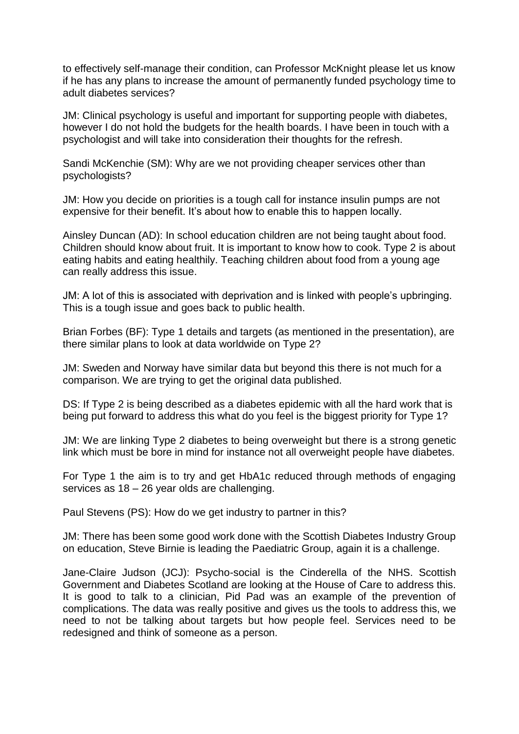to effectively self-manage their condition, can Professor McKnight please let us know if he has any plans to increase the amount of permanently funded psychology time to adult diabetes services?

JM: Clinical psychology is useful and important for supporting people with diabetes, however I do not hold the budgets for the health boards. I have been in touch with a psychologist and will take into consideration their thoughts for the refresh.

Sandi McKenchie (SM): Why are we not providing cheaper services other than psychologists?

JM: How you decide on priorities is a tough call for instance insulin pumps are not expensive for their benefit. It's about how to enable this to happen locally.

Ainsley Duncan (AD): In school education children are not being taught about food. Children should know about fruit. It is important to know how to cook. Type 2 is about eating habits and eating healthily. Teaching children about food from a young age can really address this issue.

JM: A lot of this is associated with deprivation and is linked with people's upbringing. This is a tough issue and goes back to public health.

Brian Forbes (BF): Type 1 details and targets (as mentioned in the presentation), are there similar plans to look at data worldwide on Type 2?

JM: Sweden and Norway have similar data but beyond this there is not much for a comparison. We are trying to get the original data published.

DS: If Type 2 is being described as a diabetes epidemic with all the hard work that is being put forward to address this what do you feel is the biggest priority for Type 1?

JM: We are linking Type 2 diabetes to being overweight but there is a strong genetic link which must be bore in mind for instance not all overweight people have diabetes.

For Type 1 the aim is to try and get HbA1c reduced through methods of engaging services as 18 – 26 year olds are challenging.

Paul Stevens (PS): How do we get industry to partner in this?

JM: There has been some good work done with the Scottish Diabetes Industry Group on education, Steve Birnie is leading the Paediatric Group, again it is a challenge.

Jane-Claire Judson (JCJ): Psycho-social is the Cinderella of the NHS. Scottish Government and Diabetes Scotland are looking at the House of Care to address this. It is good to talk to a clinician, Pid Pad was an example of the prevention of complications. The data was really positive and gives us the tools to address this, we need to not be talking about targets but how people feel. Services need to be redesigned and think of someone as a person.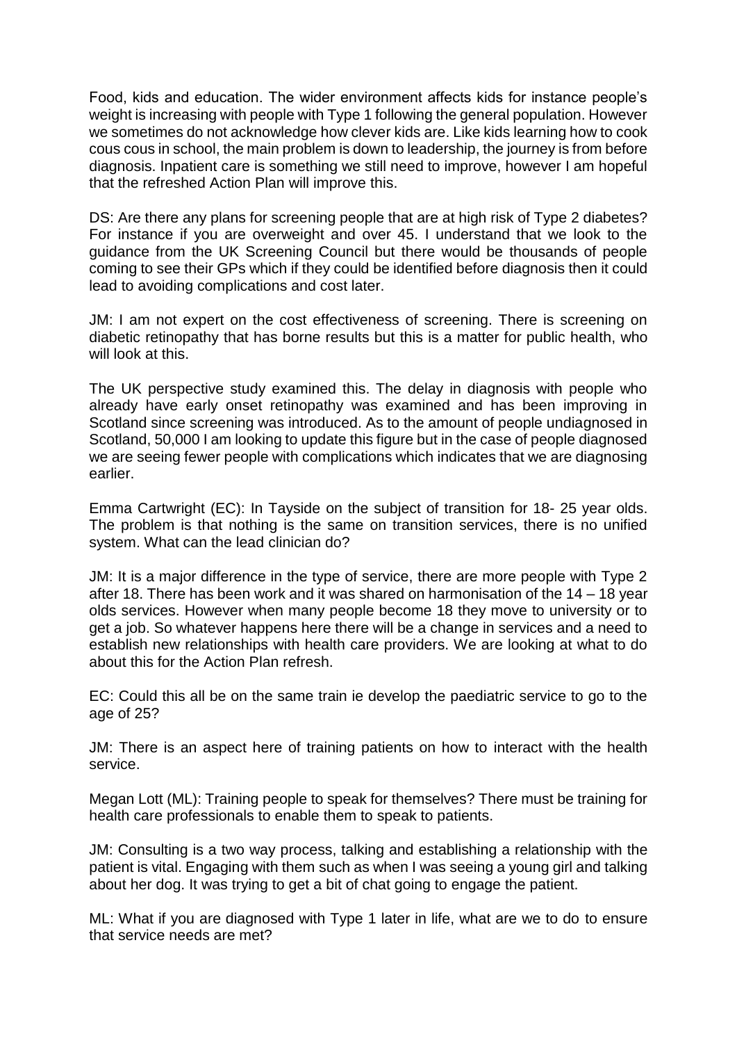Food, kids and education. The wider environment affects kids for instance people's weight is increasing with people with Type 1 following the general population. However we sometimes do not acknowledge how clever kids are. Like kids learning how to cook cous cous in school, the main problem is down to leadership, the journey is from before diagnosis. Inpatient care is something we still need to improve, however I am hopeful that the refreshed Action Plan will improve this.

DS: Are there any plans for screening people that are at high risk of Type 2 diabetes? For instance if you are overweight and over 45. I understand that we look to the guidance from the UK Screening Council but there would be thousands of people coming to see their GPs which if they could be identified before diagnosis then it could lead to avoiding complications and cost later.

JM: I am not expert on the cost effectiveness of screening. There is screening on diabetic retinopathy that has borne results but this is a matter for public health, who will look at this.

The UK perspective study examined this. The delay in diagnosis with people who already have early onset retinopathy was examined and has been improving in Scotland since screening was introduced. As to the amount of people undiagnosed in Scotland, 50,000 I am looking to update this figure but in the case of people diagnosed we are seeing fewer people with complications which indicates that we are diagnosing earlier.

Emma Cartwright (EC): In Tayside on the subject of transition for 18- 25 year olds. The problem is that nothing is the same on transition services, there is no unified system. What can the lead clinician do?

JM: It is a major difference in the type of service, there are more people with Type 2 after 18. There has been work and it was shared on harmonisation of the 14 – 18 year olds services. However when many people become 18 they move to university or to get a job. So whatever happens here there will be a change in services and a need to establish new relationships with health care providers. We are looking at what to do about this for the Action Plan refresh.

EC: Could this all be on the same train ie develop the paediatric service to go to the age of 25?

JM: There is an aspect here of training patients on how to interact with the health service.

Megan Lott (ML): Training people to speak for themselves? There must be training for health care professionals to enable them to speak to patients.

JM: Consulting is a two way process, talking and establishing a relationship with the patient is vital. Engaging with them such as when I was seeing a young girl and talking about her dog. It was trying to get a bit of chat going to engage the patient.

ML: What if you are diagnosed with Type 1 later in life, what are we to do to ensure that service needs are met?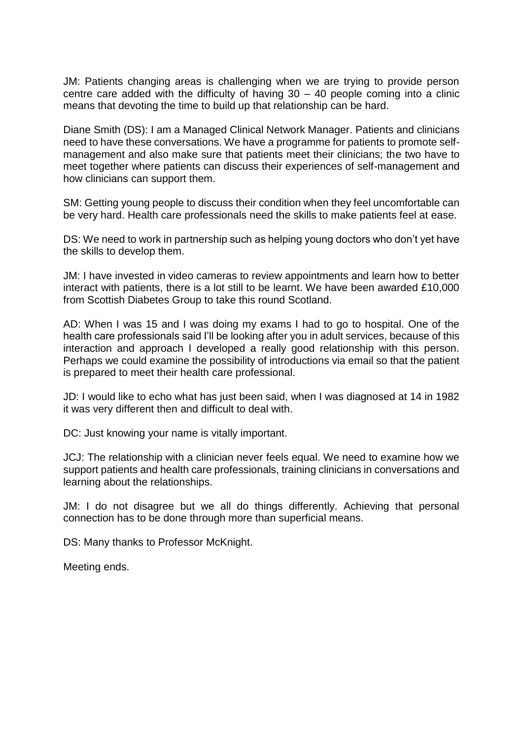JM: Patients changing areas is challenging when we are trying to provide person centre care added with the difficulty of having 30 – 40 people coming into a clinic means that devoting the time to build up that relationship can be hard.

Diane Smith (DS): I am a Managed Clinical Network Manager. Patients and clinicians need to have these conversations. We have a programme for patients to promote self-management and also make sure that patients meet their clinicians; the two have to meet together where patients can discuss their experiences of self-management and how clinicians can support them.

SM: Getting young people to discuss their condition when they feel uncomfortable can be very hard. Health care professionals need the skills to make patients feel at ease.

DS: We need to work in partnership such as helping young doctors who don't yet have the skills to develop them.

JM: I have invested in video cameras to review appointments and learn how to better interact with patients, there is a lot still to be learnt. We have been awarded £10,000 from Scottish Diabetes Group to take this round Scotland.

AD: When I was 15 and I was doing my exams I had to go to hospital. One of the health care professionals said I'll be looking after you in adult services, because of this interaction and approach I developed a really good relationship with this person. Perhaps we could examine the possibility of introductions via email so that the patient is prepared to meet their health care professional.

JD: I would like to echo what has just been said, when I was diagnosed at 14 in 1982 it was very different then and difficult to deal with.

DC: Just knowing your name is vitally important.

JCJ: The relationship with a clinician never feels equal. We need to examine how we support patients and health care professionals, training clinicians in conversations and learning about the relationships.

JM: I do not disagree but we all do things differently. Achieving that personal connection has to be done through more than superficial means.

DS: Many thanks to Professor McKnight.

Meeting ends.